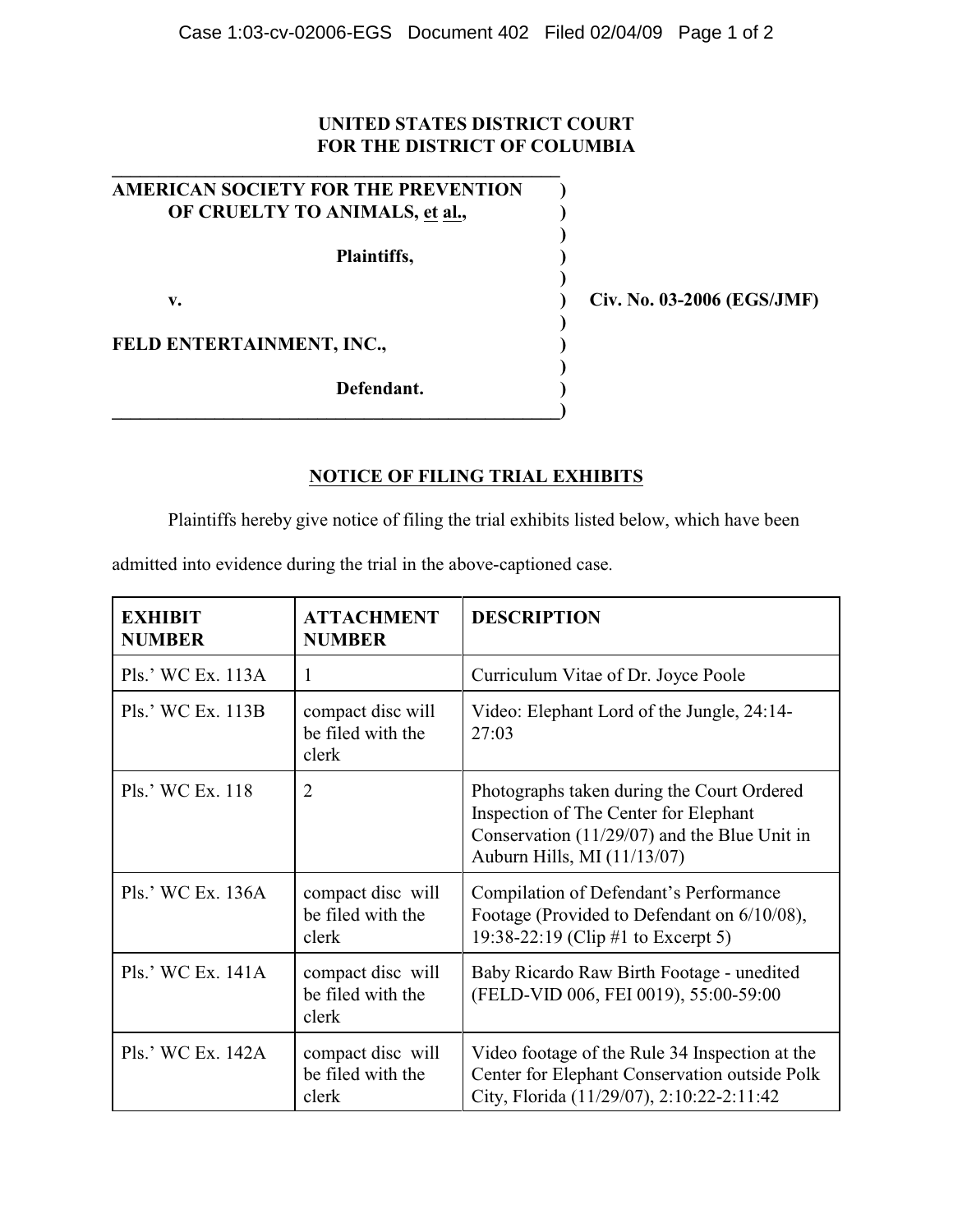**UNITED STATES DISTRICT COURT**
**FOR THE DISTRICT OF COLUMBIA**

**AMERICAN SOCIETY FOR THE PREVENTION OF CRUELTY TO ANIMALS, et al.,**

**Plaintiffs,**

**v.**

**FELD ENTERTAINMENT, INC.,**

**Defendant.**

**Civ. No. 03-2006 (EGS/JMF)**

## NOTICE OF FILING TRIAL EXHIBITS

Plaintiffs hereby give notice of filing the trial exhibits listed below, which have been admitted into evidence during the trial in the above-captioned case.

| EXHIBIT NUMBER | ATTACHMENT NUMBER | DESCRIPTION |
|---|---|---|
| Pls.' WC Ex. 113A | 1 | Curriculum Vitae of Dr. Joyce Poole |
| Pls.' WC Ex. 113B | compact disc will be filed with the clerk | Video: Elephant Lord of the Jungle, 24:14-27:03 |
| Pls.' WC Ex. 118 | 2 | Photographs taken during the Court Ordered Inspection of The Center for Elephant Conservation (11/29/07) and the Blue Unit in Auburn Hills, MI (11/13/07) |
| Pls.' WC Ex. 136A | compact disc will be filed with the clerk | Compilation of Defendant's Performance Footage (Provided to Defendant on 6/10/08), 19:38-22:19 (Clip #1 to Excerpt 5) |
| Pls.' WC Ex. 141A | compact disc will be filed with the clerk | Baby Ricardo Raw Birth Footage - unedited (FELD-VID 006, FEI 0019), 55:00-59:00 |
| Pls.' WC Ex. 142A | compact disc will be filed with the clerk | Video footage of the Rule 34 Inspection at the Center for Elephant Conservation outside Polk City, Florida (11/29/07), 2:10:22-2:11:42 |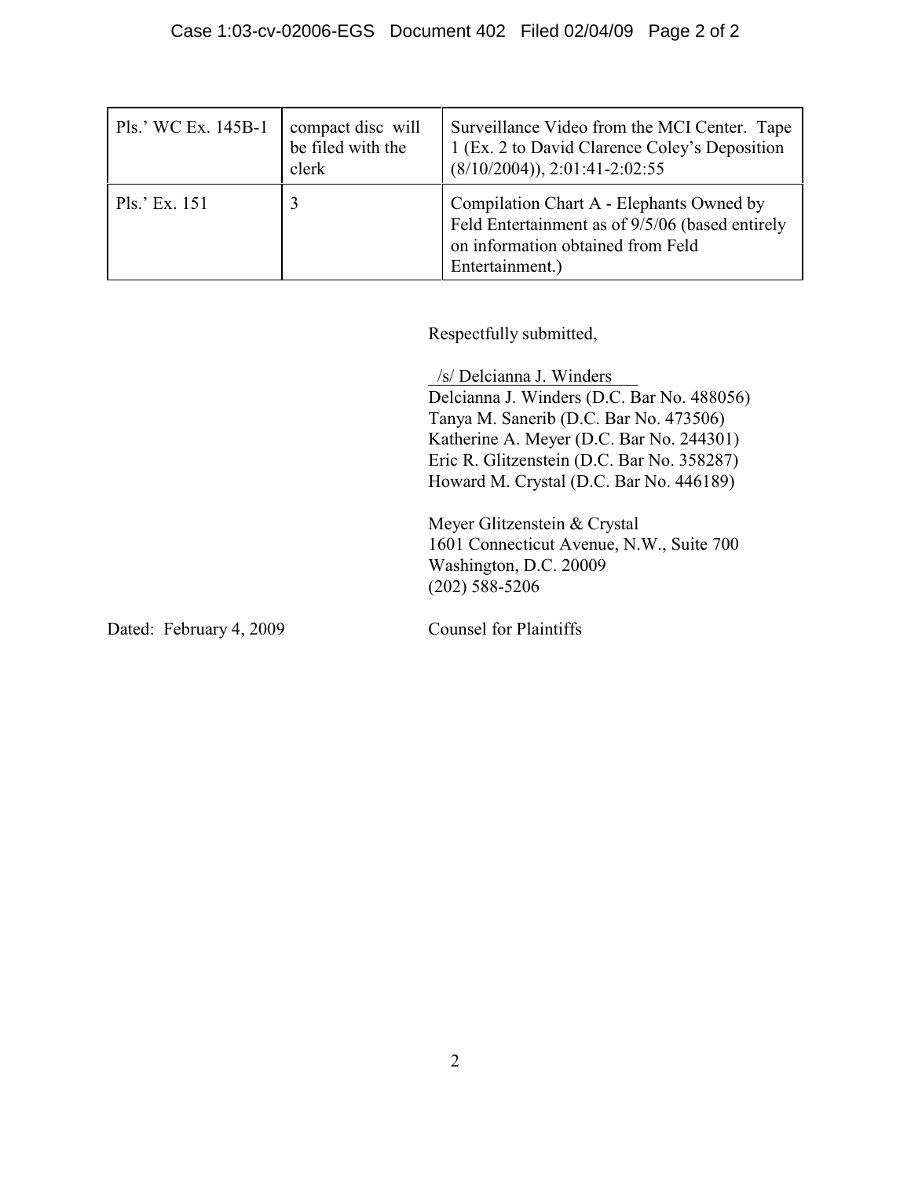| | | |
|---|---|---|
| Pls.' WC Ex. 145B-1 | compact disc will be filed with the clerk | Surveillance Video from the MCI Center. Tape 1 (Ex. 2 to David Clarence Coley's Deposition (8/10/2004)), 2:01:41-2:02:55 |
| Pls.' Ex. 151 | 3 | Compilation Chart A - Elephants Owned by Feld Entertainment as of 9/5/06 (based entirely on information obtained from Feld Entertainment.) |

Respectfully submitted,

/s/ Delcianna J. Winders
Delcianna J. Winders (D.C. Bar No. 488056)
Tanya M. Sanerib (D.C. Bar No. 473506)
Katherine A. Meyer (D.C. Bar No. 244301)
Eric R. Glitzenstein (D.C. Bar No. 358287)
Howard M. Crystal (D.C. Bar No. 446189)

Meyer Glitzenstein & Crystal
1601 Connecticut Avenue, N.W., Suite 700
Washington, D.C. 20009
(202) 588-5206

Dated: February 4, 2009

Counsel for Plaintiffs